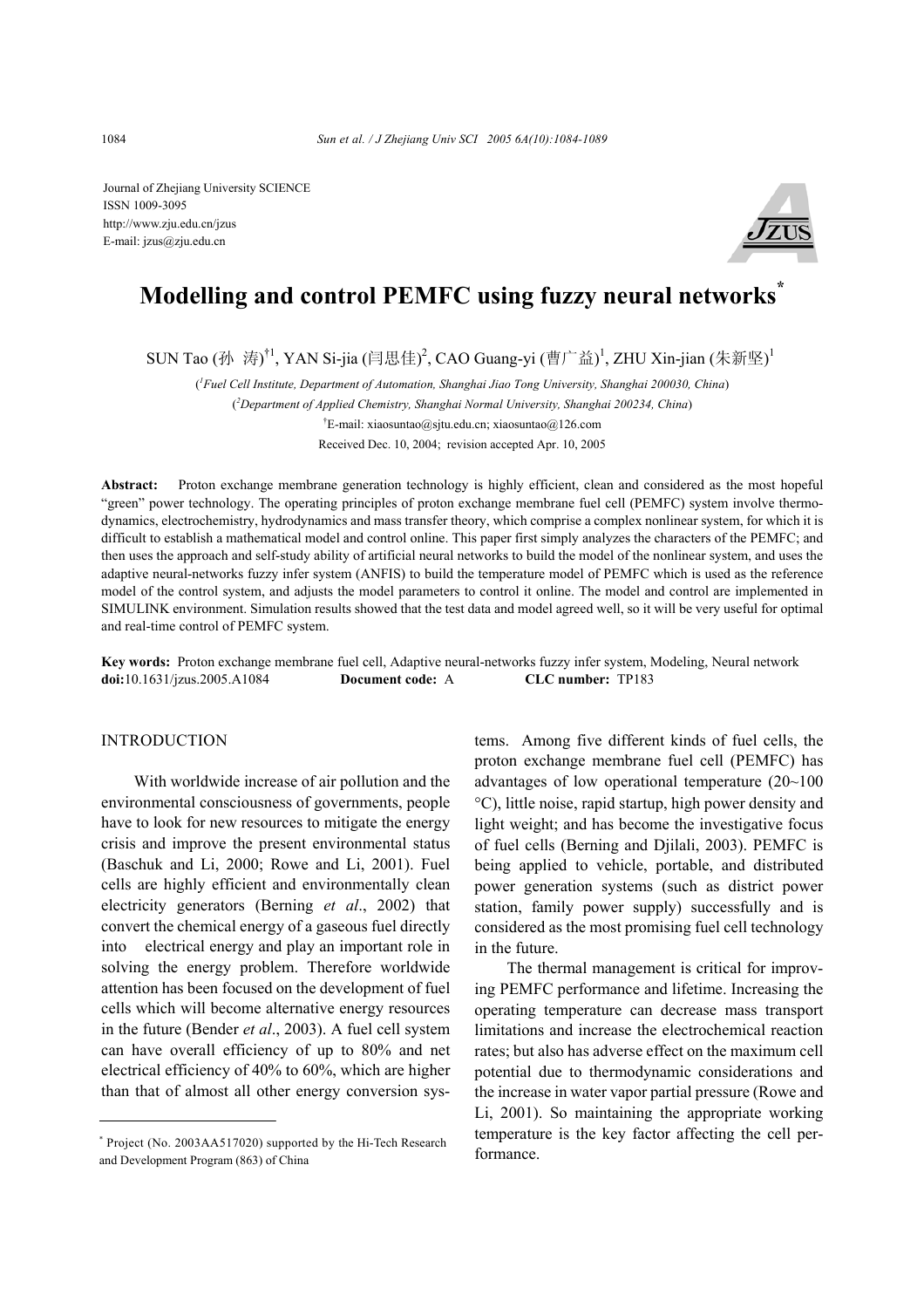Journal of Zhejiang University SCIENCE
ISSN 1009-3095
http://www.zju.edu.cn/jzus
E-mail: jzus@zju.edu.cn

# Modelling and control PEMFC using fuzzy neural networks*

SUN Tao (孙 涛)[†1], YAN Si-jia (闫思佳)[2], CAO Guang-yi (曹广益)[1], ZHU Xin-jian (朱新坚)[1]

([1]Fuel Cell Institute, Department of Automation, Shanghai Jiao Tong University, Shanghai 200030, China)

([2]Department of Applied Chemistry, Shanghai Normal University, Shanghai 200234, China)

[†]E-mail: xiaosuntao@sjtu.edu.cn; xiaosuntao@126.com

Received Dec. 10, 2004; revision accepted Apr. 10, 2005

**Abstract:** Proton exchange membrane generation technology is highly efficient, clean and considered as the most hopeful "green" power technology. The operating principles of proton exchange membrane fuel cell (PEMFC) system involve thermodynamics, electrochemistry, hydrodynamics and mass transfer theory, which comprise a complex nonlinear system, for which it is difficult to establish a mathematical model and control online. This paper first simply analyzes the characters of the PEMFC; and then uses the approach and self-study ability of artificial neural networks to build the model of the nonlinear system, and uses the adaptive neural-networks fuzzy infer system (ANFIS) to build the temperature model of PEMFC which is used as the reference model of the control system, and adjusts the model parameters to control it online. The model and control are implemented in SIMULINK environment. Simulation results showed that the test data and model agreed well, so it will be very useful for optimal and real-time control of PEMFC system.

**Key words:** Proton exchange membrane fuel cell, Adaptive neural-networks fuzzy infer system, Modeling, Neural network
**doi:**10.1631/jzus.2005.A1084 **Document code:** A **CLC number:** TP183

## INTRODUCTION

With worldwide increase of air pollution and the environmental consciousness of governments, people have to look for new resources to mitigate the energy crisis and improve the present environmental status (Baschuk and Li, 2000; Rowe and Li, 2001). Fuel cells are highly efficient and environmentally clean electricity generators (Berning *et al*., 2002) that convert the chemical energy of a gaseous fuel directly into electrical energy and play an important role in solving the energy problem. Therefore worldwide attention has been focused on the development of fuel cells which will become alternative energy resources in the future (Bender *et al*., 2003). A fuel cell system can have overall efficiency of up to 80% and net electrical efficiency of 40% to 60%, which are higher than that of almost all other energy conversion systems. Among five different kinds of fuel cells, the proton exchange membrane fuel cell (PEMFC) has advantages of low operational temperature (20~100 °C), little noise, rapid startup, high power density and light weight; and has become the investigative focus of fuel cells (Berning and Djilali, 2003). PEMFC is being applied to vehicle, portable, and distributed power generation systems (such as district power station, family power supply) successfully and is considered as the most promising fuel cell technology in the future.

The thermal management is critical for improving PEMFC performance and lifetime. Increasing the operating temperature can decrease mass transport limitations and increase the electrochemical reaction rates; but also has adverse effect on the maximum cell potential due to thermodynamic considerations and the increase in water vapor partial pressure (Rowe and Li, 2001). So maintaining the appropriate working temperature is the key factor affecting the cell performance.

---

* Project (No. 2003AA517020) supported by the Hi-Tech Research and Development Program (863) of China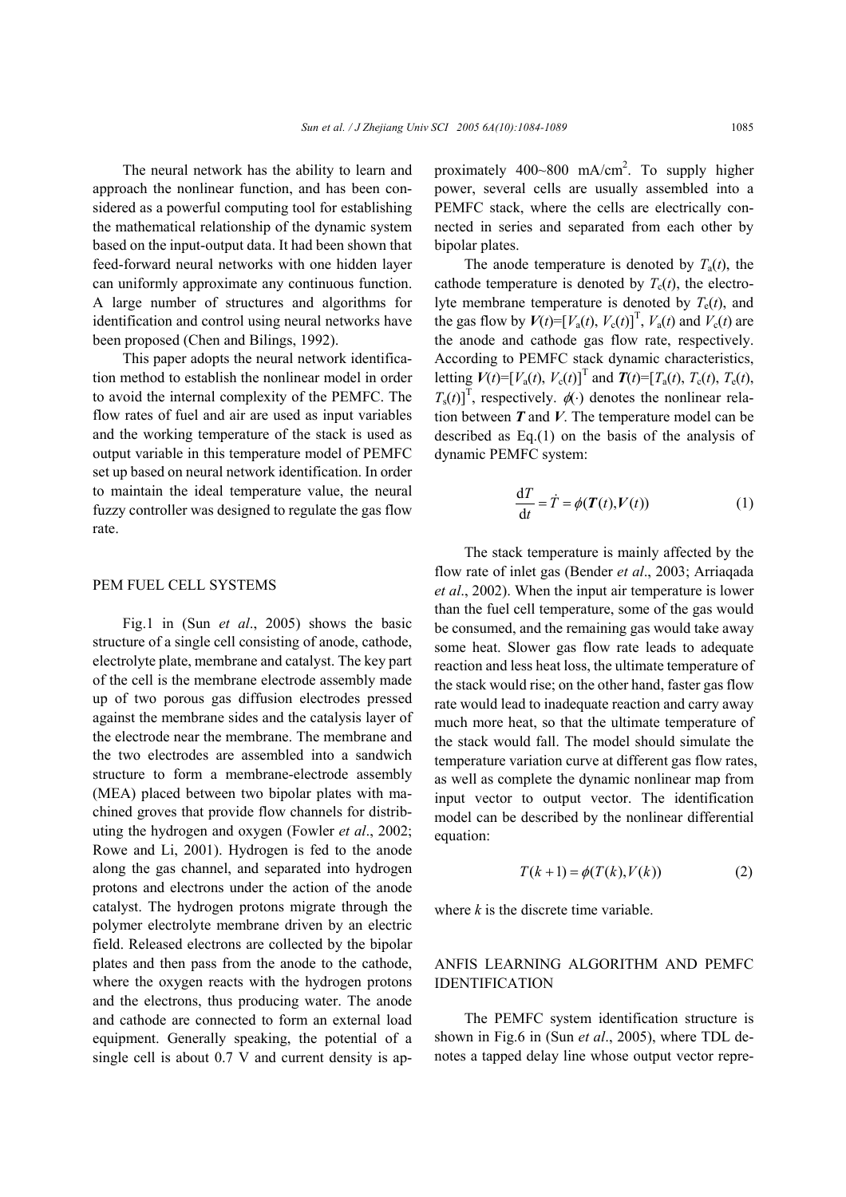The neural network has the ability to learn and approach the nonlinear function, and has been considered as a powerful computing tool for establishing the mathematical relationship of the dynamic system based on the input-output data. It had been shown that feed-forward neural networks with one hidden layer can uniformly approximate any continuous function. A large number of structures and algorithms for identification and control using neural networks have been proposed (Chen and Bilings, 1992).

This paper adopts the neural network identification method to establish the nonlinear model in order to avoid the internal complexity of the PEMFC. The flow rates of fuel and air are used as input variables and the working temperature of the stack is used as output variable in this temperature model of PEMFC set up based on neural network identification. In order to maintain the ideal temperature value, the neural fuzzy controller was designed to regulate the gas flow rate.

## PEM FUEL CELL SYSTEMS

Fig.1 in (Sun *et al*., 2005) shows the basic structure of a single cell consisting of anode, cathode, electrolyte plate, membrane and catalyst. The key part of the cell is the membrane electrode assembly made up of two porous gas diffusion electrodes pressed against the membrane sides and the catalysis layer of the electrode near the membrane. The membrane and the two electrodes are assembled into a sandwich structure to form a membrane-electrode assembly (MEA) placed between two bipolar plates with machined groves that provide flow channels for distributing the hydrogen and oxygen (Fowler *et al*., 2002; Rowe and Li, 2001). Hydrogen is fed to the anode along the gas channel, and separated into hydrogen protons and electrons under the action of the anode catalyst. The hydrogen protons migrate through the polymer electrolyte membrane driven by an electric field. Released electrons are collected by the bipolar plates and then pass from the anode to the cathode, where the oxygen reacts with the hydrogen protons and the electrons, thus producing water. The anode and cathode are connected to form an external load equipment. Generally speaking, the potential of a single cell is about 0.7 V and current density is approximately 400~800 mA/cm$^2$. To supply higher power, several cells are usually assembled into a PEMFC stack, where the cells are electrically connected in series and separated from each other by bipolar plates.

The anode temperature is denoted by $T_a(t)$, the cathode temperature is denoted by $T_c(t)$, the electrolyte membrane temperature is denoted by $T_e(t)$, and the gas flow by $\boldsymbol{V}(t)=[V_a(t), V_c(t)]^T$, $V_a(t)$ and $V_c(t)$ are the anode and cathode gas flow rate, respectively. According to PEMFC stack dynamic characteristics, letting $\boldsymbol{V}(t)=[V_a(t), V_c(t)]^T$ and $\boldsymbol{T}(t)=[T_a(t), T_c(t), T_e(t), T_s(t)]^T$, respectively. $\phi(\cdot)$ denotes the nonlinear relation between $\boldsymbol{T}$ and $\boldsymbol{V}$. The temperature model can be described as Eq.(1) on the basis of the analysis of dynamic PEMFC system:

$$\frac{\mathrm{d}T}{\mathrm{d}t} = \dot{T} = \phi(\boldsymbol{T}(t), \boldsymbol{V}(t)) \tag{1}$$

The stack temperature is mainly affected by the flow rate of inlet gas (Bender *et al*., 2003; Arriaqada *et al*., 2002). When the input air temperature is lower than the fuel cell temperature, some of the gas would be consumed, and the remaining gas would take away some heat. Slower gas flow rate leads to adequate reaction and less heat loss, the ultimate temperature of the stack would rise; on the other hand, faster gas flow rate would lead to inadequate reaction and carry away much more heat, so that the ultimate temperature of the stack would fall. The model should simulate the temperature variation curve at different gas flow rates, as well as complete the dynamic nonlinear map from input vector to output vector. The identification model can be described by the nonlinear differential equation:

$$T(k+1) = \phi(T(k), V(k)) \tag{2}$$

where $k$ is the discrete time variable.

## ANFIS LEARNING ALGORITHM AND PEMFC IDENTIFICATION

The PEMFC system identification structure is shown in Fig.6 in (Sun *et al*., 2005), where TDL denotes a tapped delay line whose output vector repre-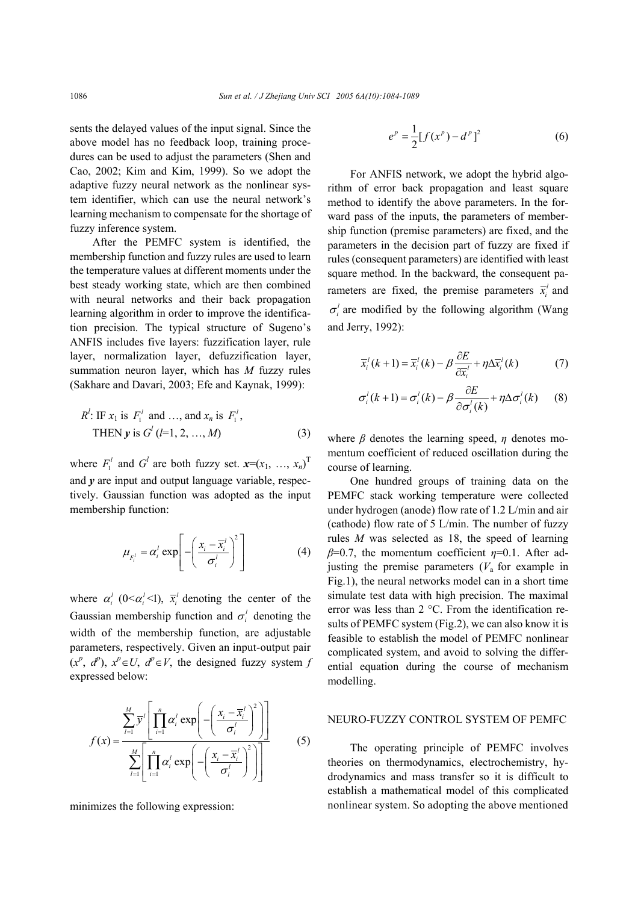sents the delayed values of the input signal. Since the above model has no feedback loop, training procedures can be used to adjust the parameters (Shen and Cao, 2002; Kim and Kim, 1999). So we adopt the adaptive fuzzy neural network as the nonlinear system identifier, which can use the neural network's learning mechanism to compensate for the shortage of fuzzy inference system.

After the PEMFC system is identified, the membership function and fuzzy rules are used to learn the temperature values at different moments under the best steady working state, which are then combined with neural networks and their back propagation learning algorithm in order to improve the identification precision. The typical structure of Sugeno's ANFIS includes five layers: fuzzification layer, rule layer, normalization layer, defuzzification layer, summation neuron layer, which has $M$ fuzzy rules (Sakhare and Davari, 2003; Efe and Kaynak, 1999):

$$R^l\text{: IF } x_1 \text{ is } F_1^l \text{ and } \ldots, \text{ and } x_n \text{ is } F_1^l, \text{ THEN } \boldsymbol{y} \text{ is } G^l \ (l=1, 2, \ldots, M) \tag{3}$$

where $F_1^l$ and $G^l$ are both fuzzy set. $\boldsymbol{x}=(x_1, \ldots, x_n)^{\mathrm{T}}$ and $\boldsymbol{y}$ are input and output language variable, respectively. Gaussian function was adopted as the input membership function:

$$\mu_{F_i^l} = \alpha_i^l \exp\left[-\left(\frac{x_i - \bar{x}_i^l}{\sigma_i^l}\right)^2\right] \tag{4}$$

where $\alpha_i^l$ ($0<\alpha_i^l<1$), $\bar{x}_i^l$ denoting the center of the Gaussian membership function and $\sigma_i^l$ denoting the width of the membership function, are adjustable parameters, respectively. Given an input-output pair $(x^p, d^p)$, $x^p \in U$, $d^p \in V$, the designed fuzzy system $f$ expressed below:

$$f(x) = \frac{\sum_{l=1}^{M} \bar{y}^l \left[\prod_{i=1}^{n} \alpha_i^l \exp\left(-\left(\frac{x_i - \bar{x}_i^l}{\sigma_i^l}\right)^2\right)\right]}{\sum_{l=1}^{M} \left[\prod_{i=1}^{n} \alpha_i^l \exp\left(-\left(\frac{x_i - \bar{x}_i^l}{\sigma_i^l}\right)^2\right)\right]} \tag{5}$$

minimizes the following expression:

$$e^p = \frac{1}{2}[f(x^p) - d^p]^2 \tag{6}$$

For ANFIS network, we adopt the hybrid algorithm of error back propagation and least square method to identify the above parameters. In the forward pass of the inputs, the parameters of membership function (premise parameters) are fixed, and the parameters in the decision part of fuzzy are fixed if rules (consequent parameters) are identified with least square method. In the backward, the consequent parameters are fixed, the premise parameters $\bar{x}_i^l$ and $\sigma_i^l$ are modified by the following algorithm (Wang and Jerry, 1992):

$$\bar{x}_i^l(k+1) = \bar{x}_i^l(k) - \beta \frac{\partial E}{\partial \bar{x}_i^l} + \eta \Delta \bar{x}_i^l(k) \tag{7}$$

$$\sigma_i^l(k+1) = \sigma_i^l(k) - \beta \frac{\partial E}{\partial \sigma_i^l(k)} + \eta \Delta \sigma_i^l(k) \tag{8}$$

where $\beta$ denotes the learning speed, $\eta$ denotes momentum coefficient of reduced oscillation during the course of learning.

One hundred groups of training data on the PEMFC stack working temperature were collected under hydrogen (anode) flow rate of 1.2 L/min and air (cathode) flow rate of 5 L/min. The number of fuzzy rules $M$ was selected as 18, the speed of learning $\beta$=0.7, the momentum coefficient $\eta$=0.1. After adjusting the premise parameters ($V_{\mathrm{a}}$ for example in Fig.1), the neural networks model can in a short time simulate test data with high precision. The maximal error was less than 2 °C. From the identification results of PEMFC system (Fig.2), we can also know it is feasible to establish the model of PEMFC nonlinear complicated system, and avoid to solving the differential equation during the course of mechanism modelling.

## NEURO-FUZZY CONTROL SYSTEM OF PEMFC

The operating principle of PEMFC involves theories on thermodynamics, electrochemistry, hydrodynamics and mass transfer so it is difficult to establish a mathematical model of this complicated nonlinear system. So adopting the above mentioned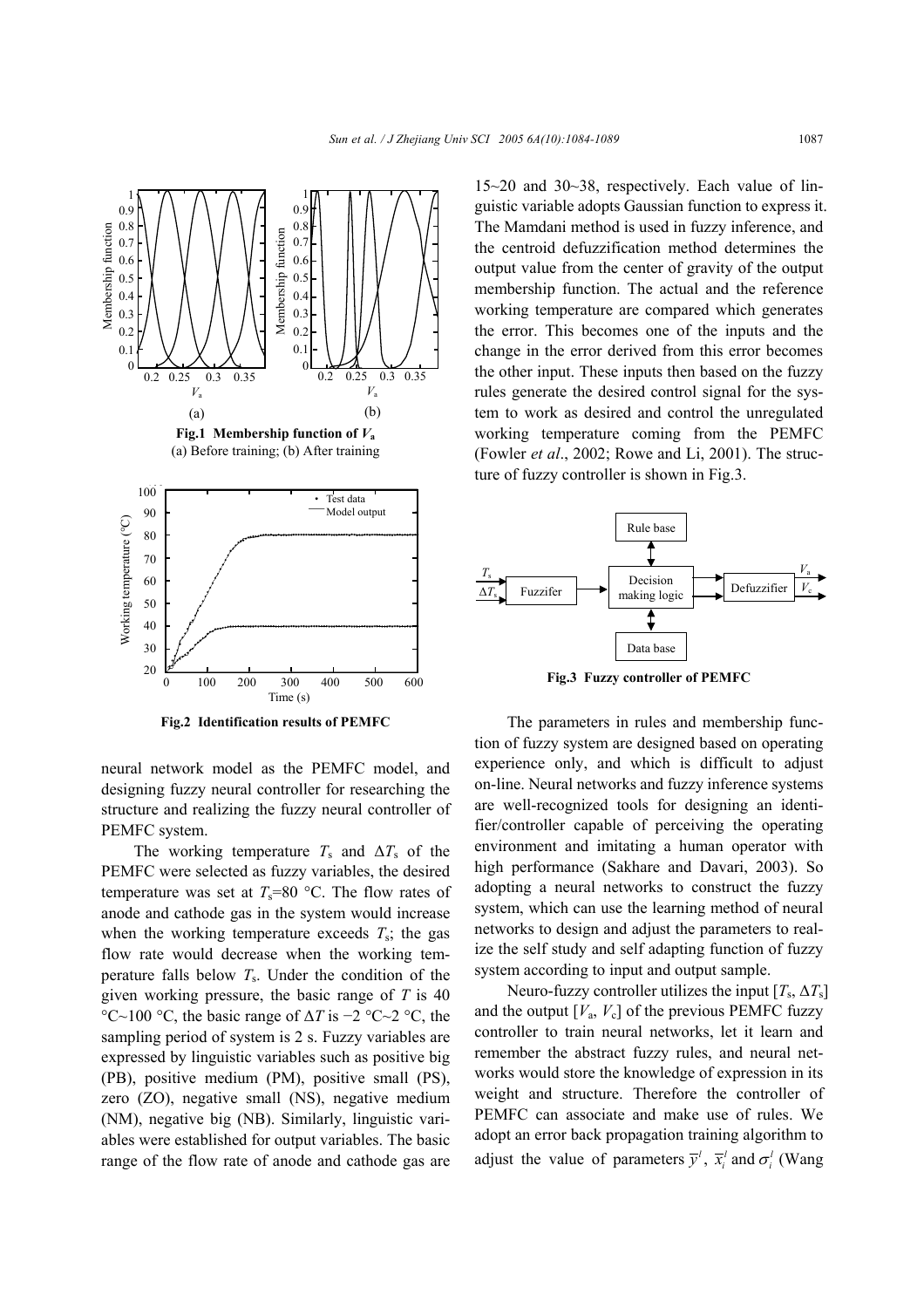Fig.1 Membership function of $V_a$
(a) Before training; (b) After training

Fig.2 Identification results of PEMFC

neural network model as the PEMFC model, and designing fuzzy neural controller for researching the structure and realizing the fuzzy neural controller of PEMFC system.

The working temperature $T_s$ and $\Delta T_s$ of the PEMFC were selected as fuzzy variables, the desired temperature was set at $T_s$=80 °C. The flow rates of anode and cathode gas in the system would increase when the working temperature exceeds $T_s$; the gas flow rate would decrease when the working temperature falls below $T_s$. Under the condition of the given working pressure, the basic range of $T$ is 40 °C~100 °C, the basic range of $\Delta T$ is −2 °C~2 °C, the sampling period of system is 2 s. Fuzzy variables are expressed by linguistic variables such as positive big (PB), positive medium (PM), positive small (PS), zero (ZO), negative small (NS), negative medium (NM), negative big (NB). Similarly, linguistic variables were established for output variables. The basic range of the flow rate of anode and cathode gas are 15~20 and 30~38, respectively. Each value of linguistic variable adopts Gaussian function to express it. The Mamdani method is used in fuzzy inference, and the centroid defuzzification method determines the output value from the center of gravity of the output membership function. The actual and the reference working temperature are compared which generates the error. This becomes one of the inputs and the change in the error derived from this error becomes the other input. These inputs then based on the fuzzy rules generate the desired control signal for the system to work as desired and control the unregulated working temperature coming from the PEMFC (Fowler *et al*., 2002; Rowe and Li, 2001). The structure of fuzzy controller is shown in Fig.3.

Fig.3 Fuzzy controller of PEMFC

The parameters in rules and membership function of fuzzy system are designed based on operating experience only, and which is difficult to adjust on-line. Neural networks and fuzzy inference systems are well-recognized tools for designing an identifier/controller capable of perceiving the operating environment and imitating a human operator with high performance (Sakhare and Davari, 2003). So adopting a neural networks to construct the fuzzy system, which can use the learning method of neural networks to design and adjust the parameters to realize the self study and self adapting function of fuzzy system according to input and output sample.

Neuro-fuzzy controller utilizes the input [$T_s$, $\Delta T_s$] and the output [$V_a$, $V_c$] of the previous PEMFC fuzzy controller to train neural networks, let it learn and remember the abstract fuzzy rules, and neural networks would store the knowledge of expression in its weight and structure. Therefore the controller of PEMFC can associate and make use of rules. We adopt an error back propagation training algorithm to adjust the value of parameters $\bar{y}^l$, $\bar{x}_i^l$ and $\sigma_i^l$ (Wang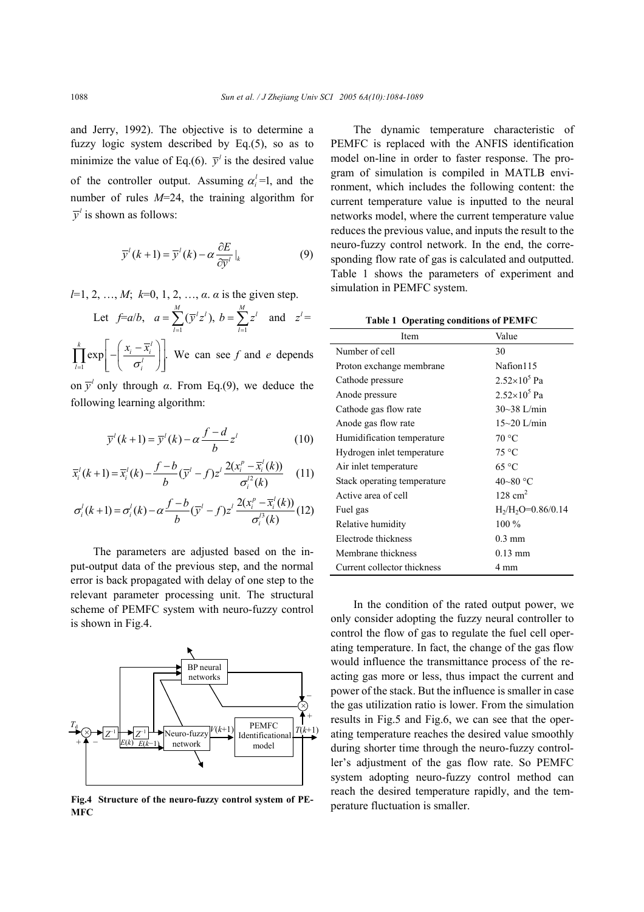and Jerry, 1992). The objective is to determine a fuzzy logic system described by Eq.(5), so as to minimize the value of Eq.(6). $\bar{y}^l$ is the desired value of the controller output. Assuming $\alpha_i^l$=1, and the number of rules $M$=24, the training algorithm for $\bar{y}^l$ is shown as follows:

$$\bar{y}^l(k+1) = \bar{y}^l(k) - \alpha \frac{\partial E}{\partial \bar{y}^l}\Big|_k \tag{9}$$

$l$=1, 2, …, $M$; $k$=0, 1, 2, …, $\alpha$. $\alpha$ is the given step.

Let $f=a/b$, $a = \sum_{l=1}^{M}(\bar{y}^l z^l)$, $b = \sum_{l=1}^{M} z^l$ and $z^l = \prod_{l=1}^{k} \exp\left[-\left(\frac{x_i - \bar{x}_i^l}{\sigma_i^l}\right)\right]$. We can see $f$ and $e$ depends on $\bar{y}^l$ only through $\alpha$. From Eq.(9), we deduce the following learning algorithm:

$$\bar{y}^l(k+1) = \bar{y}^l(k) - \alpha \frac{f-d}{b} z^l \tag{10}$$

$$\bar{x}_i^l(k+1) = \bar{x}_i^l(k) - \frac{f-b}{b}(\bar{y}^l - f) z^l \frac{2(x_i^p - \bar{x}_i^l(k))}{\sigma_i^{l2}(k)} \tag{11}$$

$$\sigma_i^l(k+1) = \sigma_i^l(k) - \alpha \frac{f-b}{b}(\bar{y}^l - f) z^l \frac{2(x_i^p - \bar{x}_i^l(k))}{\sigma_i^{l3}(k)} \tag{12}$$

The parameters are adjusted based on the input-output data of the previous step, and the normal error is back propagated with delay of one step to the relevant parameter processing unit. The structural scheme of PEMFC system with neuro-fuzzy control is shown in Fig.4.

**Fig.4 Structure of the neuro-fuzzy control system of PEMFC**

The dynamic temperature characteristic of PEMFC is replaced with the ANFIS identification model on-line in order to faster response. The program of simulation is compiled in MATLB environment, which includes the following content: the current temperature value is inputted to the neural networks model, where the current temperature value reduces the previous value, and inputs the result to the neuro-fuzzy control network. In the end, the corresponding flow rate of gas is calculated and outputted. Table 1 shows the parameters of experiment and simulation in PEMFC system.

**Table 1 Operating conditions of PEMFC**

| Item | Value |
|---|---|
| Number of cell | 30 |
| Proton exchange membrane | Nafion115 |
| Cathode pressure | $2.52\times10^5$ Pa |
| Anode pressure | $2.52\times10^5$ Pa |
| Cathode gas flow rate | 30~38 L/min |
| Anode gas flow rate | 15~20 L/min |
| Humidification temperature | 70 °C |
| Hydrogen inlet temperature | 75 °C |
| Air inlet temperature | 65 °C |
| Stack operating temperature | 40~80 °C |
| Active area of cell | 128 $cm^2$ |
| Fuel gas | $H_2/H_2O$=0.86/0.14 |
| Relative humidity | 100 % |
| Electrode thickness | 0.3 mm |
| Membrane thickness | 0.13 mm |
| Current collector thickness | 4 mm |

In the condition of the rated output power, we only consider adopting the fuzzy neural controller to control the flow of gas to regulate the fuel cell operating temperature. In fact, the change of the gas flow would influence the transmittance process of the reacting gas more or less, thus impact the current and power of the stack. But the influence is smaller in case the gas utilization ratio is lower. From the simulation results in Fig.5 and Fig.6, we can see that the operating temperature reaches the desired value smoothly during shorter time through the neuro-fuzzy controller's adjustment of the gas flow rate. So PEMFC system adopting neuro-fuzzy control method can reach the desired temperature rapidly, and the temperature fluctuation is smaller.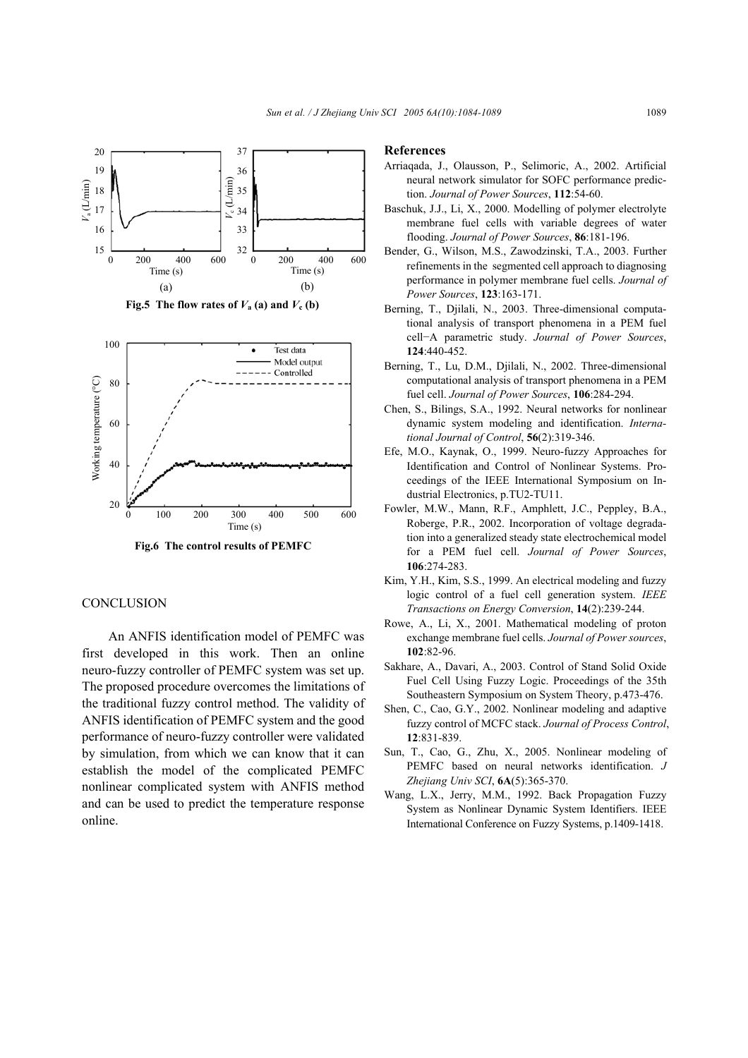20
19
18
17
16
15
$V_a$ (L/min)
0 200 400 600
Time (s)
(a)

37
36
35
34
33
32
$V_c$ (L/min)
0 200 400 600
Time (s)
(b)

**Fig.5 The flow rates of $V_a$ (a) and $V_c$ (b)**

100
80
60
40
20
Working temperature (°C)
0 100 200 300 400 500 600
Time (s)
Test data
Model output
Controlled

**Fig.6 The control results of PEMFC**

## CONCLUSION

An ANFIS identification model of PEMFC was first developed in this work. Then an online neuro-fuzzy controller of PEMFC system was set up. The proposed procedure overcomes the limitations of the traditional fuzzy control method. The validity of ANFIS identification of PEMFC system and the good performance of neuro-fuzzy controller were validated by simulation, from which we can know that it can establish the model of the complicated PEMFC nonlinear complicated system with ANFIS method and can be used to predict the temperature response online.

## References

Arriaqada, J., Olausson, P., Selimoric, A., 2002. Artificial neural network simulator for SOFC performance prediction. *Journal of Power Sources*, **112**:54-60.

Baschuk, J.J., Li, X., 2000. Modelling of polymer electrolyte membrane fuel cells with variable degrees of water flooding. *Journal of Power Sources*, **86**:181-196.

Bender, G., Wilson, M.S., Zawodzinski, T.A., 2003. Further refinements in the segmented cell approach to diagnosing performance in polymer membrane fuel cells. *Journal of Power Sources*, **123**:163-171.

Berning, T., Djilali, N., 2003. Three-dimensional computational analysis of transport phenomena in a PEM fuel cell−A parametric study. *Journal of Power Sources*, **124**:440-452.

Berning, T., Lu, D.M., Djilali, N., 2002. Three-dimensional computational analysis of transport phenomena in a PEM fuel cell. *Journal of Power Sources*, **106**:284-294.

Chen, S., Bilings, S.A., 1992. Neural networks for nonlinear dynamic system modeling and identification. *International Journal of Control*, **56**(2):319-346.

Efe, M.O., Kaynak, O., 1999. Neuro-fuzzy Approaches for Identification and Control of Nonlinear Systems. Proceedings of the IEEE International Symposium on Industrial Electronics, p.TU2-TU11.

Fowler, M.W., Mann, R.F., Amphlett, J.C., Peppley, B.A., Roberge, P.R., 2002. Incorporation of voltage degradation into a generalized steady state electrochemical model for a PEM fuel cell. *Journal of Power Sources*, **106**:274-283.

Kim, Y.H., Kim, S.S., 1999. An electrical modeling and fuzzy logic control of a fuel cell generation system. *IEEE Transactions on Energy Conversion*, **14**(2):239-244.

Rowe, A., Li, X., 2001. Mathematical modeling of proton exchange membrane fuel cells. *Journal of Power sources*, **102**:82-96.

Sakhare, A., Davari, A., 2003. Control of Stand Solid Oxide Fuel Cell Using Fuzzy Logic. Proceedings of the 35th Southeastern Symposium on System Theory, p.473-476.

Shen, C., Cao, G.Y., 2002. Nonlinear modeling and adaptive fuzzy control of MCFC stack. *Journal of Process Control*, **12**:831-839.

Sun, T., Cao, G., Zhu, X., 2005. Nonlinear modeling of PEMFC based on neural networks identification. *J Zhejiang Univ SCI*, **6A**(5):365-370.

Wang, L.X., Jerry, M.M., 1992. Back Propagation Fuzzy System as Nonlinear Dynamic System Identifiers. IEEE International Conference on Fuzzy Systems, p.1409-1418.